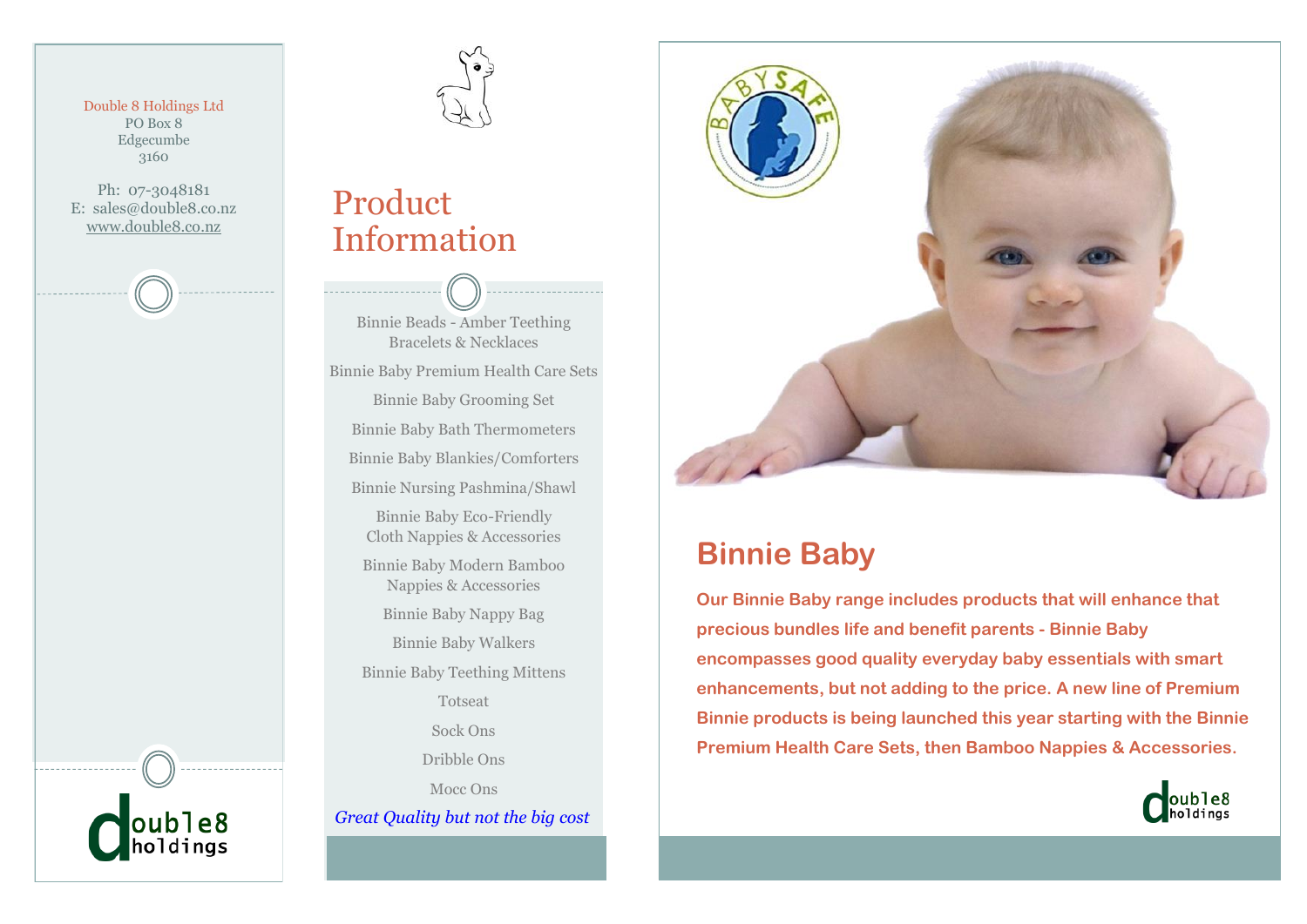Double 8 Holdings Ltd
PO Box 8
Edgecumbe
3160

Ph: 07-3048181
E: sales@double8.co.nz
www.double8.co.nz

double8 holdings

# Product Information

Binnie Beads - Amber Teething Bracelets & Necklaces

Binnie Baby Premium Health Care Sets

Binnie Baby Grooming Set

Binnie Baby Bath Thermometers

Binnie Baby Blankies/Comforters

Binnie Nursing Pashmina/Shawl

Binnie Baby Eco-Friendly Cloth Nappies & Accessories

Binnie Baby Modern Bamboo Nappies & Accessories

Binnie Baby Nappy Bag

Binnie Baby Walkers

Binnie Baby Teething Mittens

Totseat

Sock Ons

Dribble Ons

Mocc Ons

*Great Quality but not the big cost*

BABYSAFE

# Binnie Baby

**Our Binnie Baby range includes products that will enhance that precious bundles life and benefit parents - Binnie Baby encompasses good quality everyday baby essentials with smart enhancements, but not adding to the price. A new line of Premium Binnie products is being launched this year starting with the Binnie Premium Health Care Sets, then Bamboo Nappies & Accessories.**

double8 holdings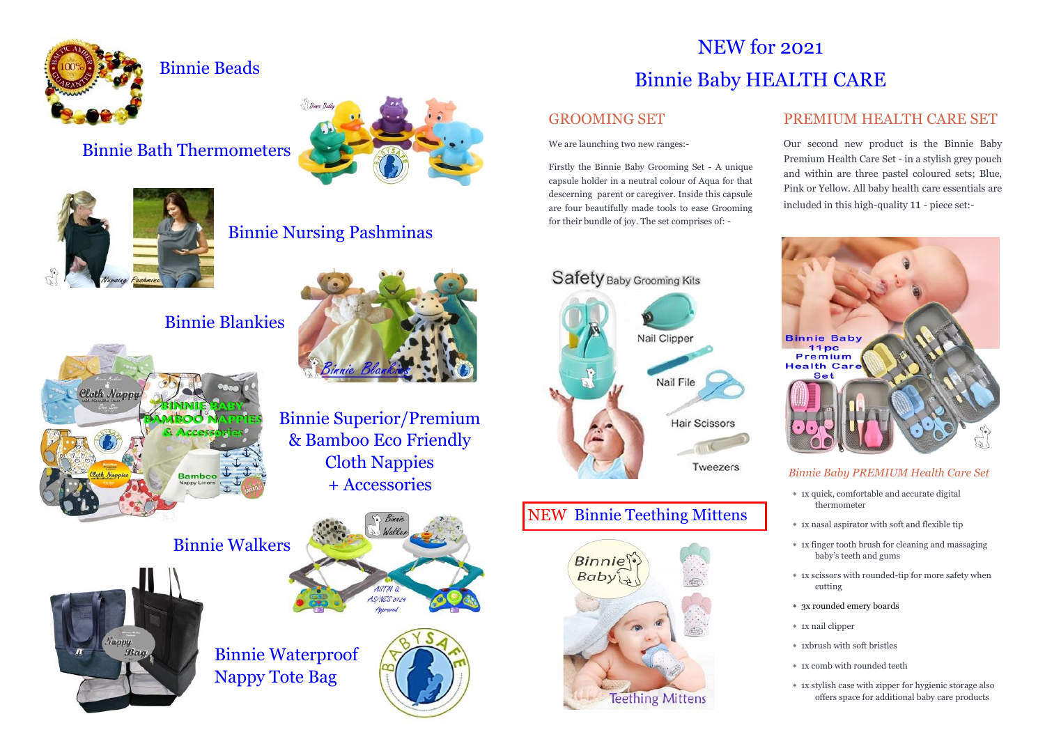## Binnie Beads

## Binnie Bath Thermometers

## Binnie Nursing Pashminas

## Binnie Blankies

## Binnie Superior/Premium & Bamboo Eco Friendly Cloth Nappies + Accessories

## Binnie Walkers

## Binnie Waterproof Nappy Tote Bag

# NEW for 2021

# Binnie Baby HEALTH CARE

## GROOMING SET

We are launching two new ranges:-

Firstly the Binnie Baby Grooming Set - A unique capsule holder in a neutral colour of Aqua for that descerning parent or caregiver. Inside this capsule are four beautifully made tools to ease Grooming for their bundle of joy. The set comprises of: -

Safety Baby Grooming Kits

Nail Clipper

Nail File

Hair Scissors

Tweezers

## NEW Binnie Teething Mittens

## PREMIUM HEALTH CARE SET

Our second new product is the Binnie Baby Premium Health Care Set - in a stylish grey pouch and within are three pastel coloured sets; Blue, Pink or Yellow. All baby health care essentials are included in this high-quality 11 - piece set:-

*Binnie Baby PREMIUM Health Care Set*

- 1x quick, comfortable and accurate digital thermometer
- 1x nasal aspirator with soft and flexible tip
- 1x finger tooth brush for cleaning and massaging baby's teeth and gums
- 1x scissors with rounded-tip for more safety when cutting
- 3x rounded emery boards
- 1x nail clipper
- 1xbrush with soft bristles
- 1x comb with rounded teeth
- 1x stylish case with zipper for hygienic storage also offers space for additional baby care products